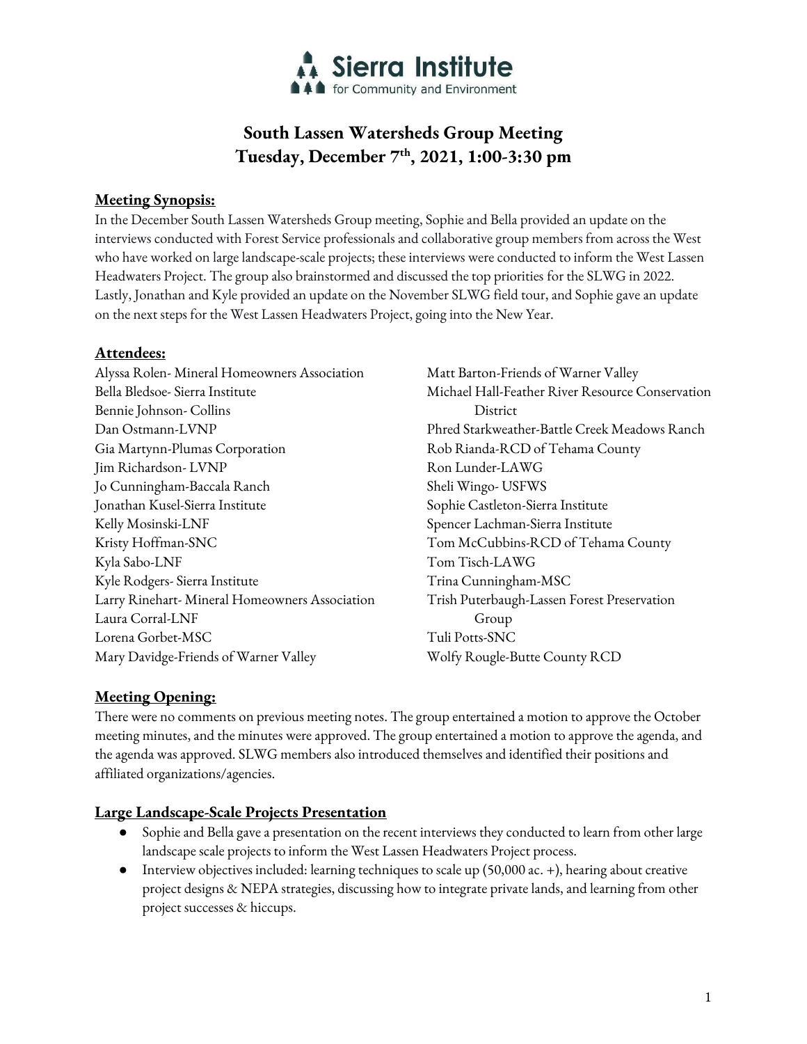Sierra Institute for Community and Environment

# South Lassen Watersheds Group Meeting
## Tuesday, December 7th, 2021, 1:00-3:30 pm

**Meeting Synopsis:**

In the December South Lassen Watersheds Group meeting, Sophie and Bella provided an update on the interviews conducted with Forest Service professionals and collaborative group members from across the West who have worked on large landscape-scale projects; these interviews were conducted to inform the West Lassen Headwaters Project. The group also brainstormed and discussed the top priorities for the SLWG in 2022. Lastly, Jonathan and Kyle provided an update on the November SLWG field tour, and Sophie gave an update on the next steps for the West Lassen Headwaters Project, going into the New Year.

**Attendees:**

Alyssa Rolen- Mineral Homeowners Association
Bella Bledsoe- Sierra Institute
Bennie Johnson- Collins
Dan Ostmann-LVNP
Gia Martynn-Plumas Corporation
Jim Richardson- LVNP
Jo Cunningham-Baccala Ranch
Jonathan Kusel-Sierra Institute
Kelly Mosinski-LNF
Kristy Hoffman-SNC
Kyla Sabo-LNF
Kyle Rodgers- Sierra Institute
Larry Rinehart- Mineral Homeowners Association
Laura Corral-LNF
Lorena Gorbet-MSC
Mary Davidge-Friends of Warner Valley
Matt Barton-Friends of Warner Valley
Michael Hall-Feather River Resource Conservation District
Phred Starkweather-Battle Creek Meadows Ranch
Rob Rianda-RCD of Tehama County
Ron Lunder-LAWG
Sheli Wingo- USFWS
Sophie Castleton-Sierra Institute
Spencer Lachman-Sierra Institute
Tom McCubbins-RCD of Tehama County
Tom Tisch-LAWG
Trina Cunningham-MSC
Trish Puterbaugh-Lassen Forest Preservation Group
Tuli Potts-SNC
Wolfy Rougle-Butte County RCD

**Meeting Opening:**

There were no comments on previous meeting notes. The group entertained a motion to approve the October meeting minutes, and the minutes were approved. The group entertained a motion to approve the agenda, and the agenda was approved. SLWG members also introduced themselves and identified their positions and affiliated organizations/agencies.

**Large Landscape-Scale Projects Presentation**

- Sophie and Bella gave a presentation on the recent interviews they conducted to learn from other large landscape scale projects to inform the West Lassen Headwaters Project process.
- Interview objectives included: learning techniques to scale up (50,000 ac. +), hearing about creative project designs & NEPA strategies, discussing how to integrate private lands, and learning from other project successes & hiccups.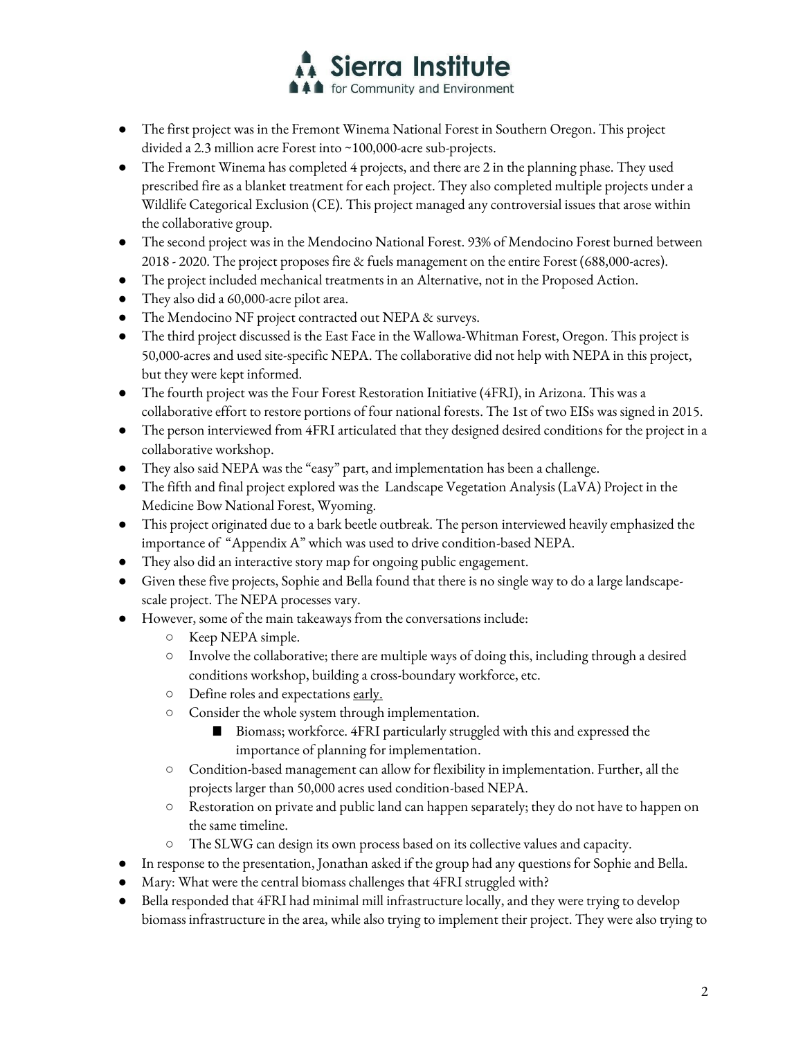- The first project was in the Fremont Winema National Forest in Southern Oregon. This project divided a 2.3 million acre Forest into ~100,000-acre sub-projects.
- The Fremont Winema has completed 4 projects, and there are 2 in the planning phase. They used prescribed fire as a blanket treatment for each project. They also completed multiple projects under a Wildlife Categorical Exclusion (CE). This project managed any controversial issues that arose within the collaborative group.
- The second project was in the Mendocino National Forest. 93% of Mendocino Forest burned between 2018 - 2020. The project proposes fire & fuels management on the entire Forest (688,000-acres).
- The project included mechanical treatments in an Alternative, not in the Proposed Action.
- They also did a 60,000-acre pilot area.
- The Mendocino NF project contracted out NEPA & surveys.
- The third project discussed is the East Face in the Wallowa-Whitman Forest, Oregon. This project is 50,000-acres and used site-specific NEPA. The collaborative did not help with NEPA in this project, but they were kept informed.
- The fourth project was the Four Forest Restoration Initiative (4FRI), in Arizona. This was a collaborative effort to restore portions of four national forests. The 1st of two EISs was signed in 2015.
- The person interviewed from 4FRI articulated that they designed desired conditions for the project in a collaborative workshop.
- They also said NEPA was the "easy" part, and implementation has been a challenge.
- The fifth and final project explored was the Landscape Vegetation Analysis (LaVA) Project in the Medicine Bow National Forest, Wyoming.
- This project originated due to a bark beetle outbreak. The person interviewed heavily emphasized the importance of "Appendix A" which was used to drive condition-based NEPA.
- They also did an interactive story map for ongoing public engagement.
- Given these five projects, Sophie and Bella found that there is no single way to do a large landscape-scale project. The NEPA processes vary.
- However, some of the main takeaways from the conversations include:
  - Keep NEPA simple.
  - Involve the collaborative; there are multiple ways of doing this, including through a desired conditions workshop, building a cross-boundary workforce, etc.
  - Define roles and expectations <u>early.</u>
  - Consider the whole system through implementation.
    - Biomass; workforce. 4FRI particularly struggled with this and expressed the importance of planning for implementation.
  - Condition-based management can allow for flexibility in implementation. Further, all the projects larger than 50,000 acres used condition-based NEPA.
  - Restoration on private and public land can happen separately; they do not have to happen on the same timeline.
  - The SLWG can design its own process based on its collective values and capacity.
- In response to the presentation, Jonathan asked if the group had any questions for Sophie and Bella.
- Mary: What were the central biomass challenges that 4FRI struggled with?
- Bella responded that 4FRI had minimal mill infrastructure locally, and they were trying to develop biomass infrastructure in the area, while also trying to implement their project. They were also trying to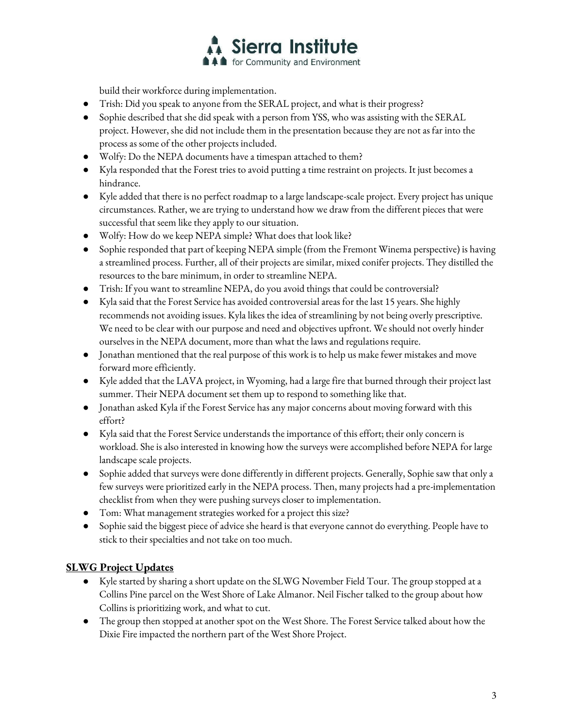build their workforce during implementation.

- Trish: Did you speak to anyone from the SERAL project, and what is their progress?
- Sophie described that she did speak with a person from YSS, who was assisting with the SERAL project. However, she did not include them in the presentation because they are not as far into the process as some of the other projects included.
- Wolfy: Do the NEPA documents have a timespan attached to them?
- Kyla responded that the Forest tries to avoid putting a time restraint on projects. It just becomes a hindrance.
- Kyle added that there is no perfect roadmap to a large landscape-scale project. Every project has unique circumstances. Rather, we are trying to understand how we draw from the different pieces that were successful that seem like they apply to our situation.
- Wolfy: How do we keep NEPA simple? What does that look like?
- Sophie responded that part of keeping NEPA simple (from the Fremont Winema perspective) is having a streamlined process. Further, all of their projects are similar, mixed conifer projects. They distilled the resources to the bare minimum, in order to streamline NEPA.
- Trish: If you want to streamline NEPA, do you avoid things that could be controversial?
- Kyla said that the Forest Service has avoided controversial areas for the last 15 years. She highly recommends not avoiding issues. Kyla likes the idea of streamlining by not being overly prescriptive. We need to be clear with our purpose and need and objectives upfront. We should not overly hinder ourselves in the NEPA document, more than what the laws and regulations require.
- Jonathan mentioned that the real purpose of this work is to help us make fewer mistakes and move forward more efficiently.
- Kyle added that the LAVA project, in Wyoming, had a large fire that burned through their project last summer. Their NEPA document set them up to respond to something like that.
- Jonathan asked Kyla if the Forest Service has any major concerns about moving forward with this effort?
- Kyla said that the Forest Service understands the importance of this effort; their only concern is workload. She is also interested in knowing how the surveys were accomplished before NEPA for large landscape scale projects.
- Sophie added that surveys were done differently in different projects. Generally, Sophie saw that only a few surveys were prioritized early in the NEPA process. Then, many projects had a pre-implementation checklist from when they were pushing surveys closer to implementation.
- Tom: What management strategies worked for a project this size?
- Sophie said the biggest piece of advice she heard is that everyone cannot do everything. People have to stick to their specialties and not take on too much.

## SLWG Project Updates

- Kyle started by sharing a short update on the SLWG November Field Tour. The group stopped at a Collins Pine parcel on the West Shore of Lake Almanor. Neil Fischer talked to the group about how Collins is prioritizing work, and what to cut.
- The group then stopped at another spot on the West Shore. The Forest Service talked about how the Dixie Fire impacted the northern part of the West Shore Project.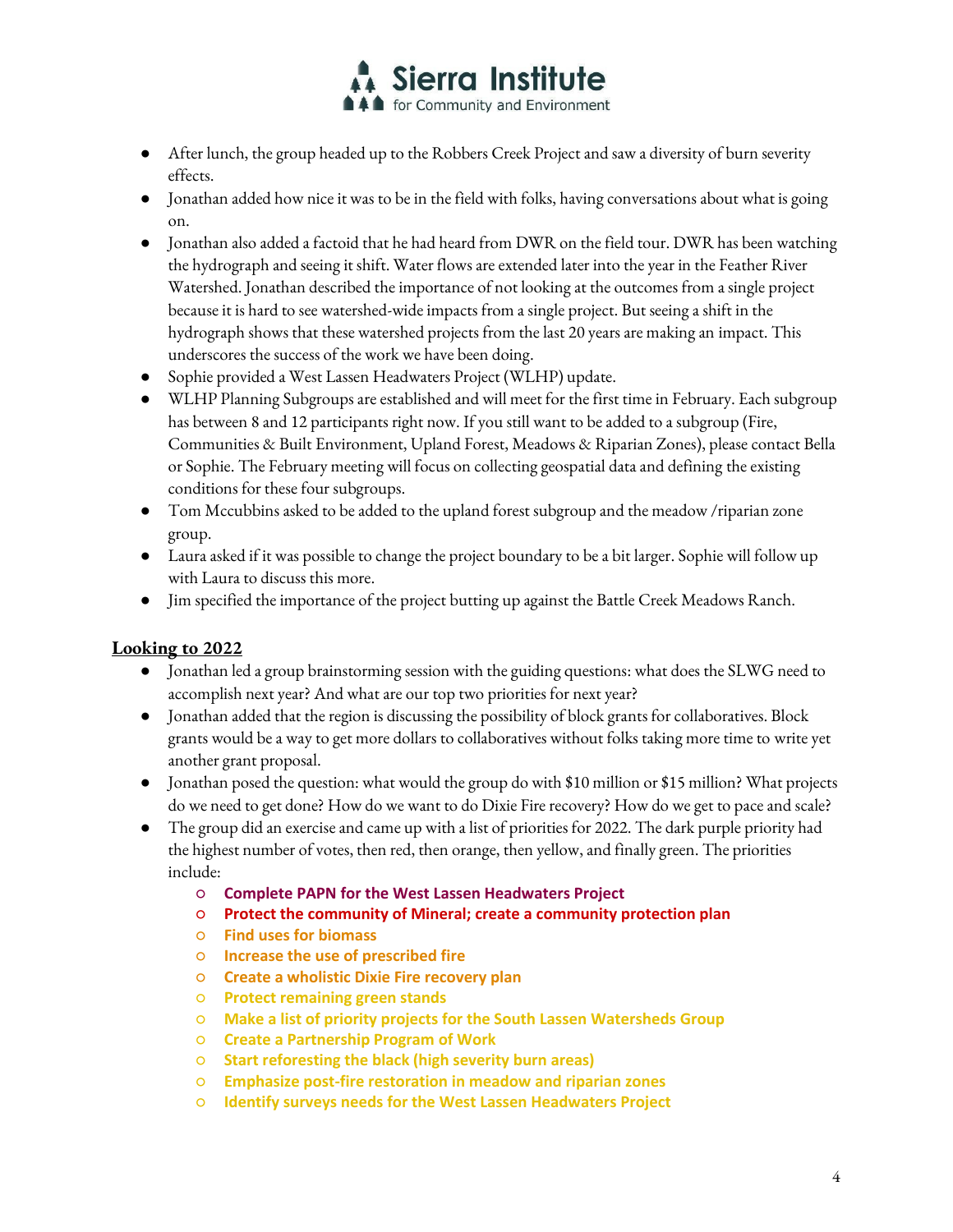- After lunch, the group headed up to the Robbers Creek Project and saw a diversity of burn severity effects.
- Jonathan added how nice it was to be in the field with folks, having conversations about what is going on.
- Jonathan also added a factoid that he had heard from DWR on the field tour. DWR has been watching the hydrograph and seeing it shift. Water flows are extended later into the year in the Feather River Watershed. Jonathan described the importance of not looking at the outcomes from a single project because it is hard to see watershed-wide impacts from a single project. But seeing a shift in the hydrograph shows that these watershed projects from the last 20 years are making an impact. This underscores the success of the work we have been doing.
- Sophie provided a West Lassen Headwaters Project (WLHP) update.
- WLHP Planning Subgroups are established and will meet for the first time in February. Each subgroup has between 8 and 12 participants right now. If you still want to be added to a subgroup (Fire, Communities & Built Environment, Upland Forest, Meadows & Riparian Zones), please contact Bella or Sophie. The February meeting will focus on collecting geospatial data and defining the existing conditions for these four subgroups.
- Tom Mccubbins asked to be added to the upland forest subgroup and the meadow /riparian zone group.
- Laura asked if it was possible to change the project boundary to be a bit larger. Sophie will follow up with Laura to discuss this more.
- Jim specified the importance of the project butting up against the Battle Creek Meadows Ranch.

## Looking to 2022

- Jonathan led a group brainstorming session with the guiding questions: what does the SLWG need to accomplish next year? And what are our top two priorities for next year?
- Jonathan added that the region is discussing the possibility of block grants for collaboratives. Block grants would be a way to get more dollars to collaboratives without folks taking more time to write yet another grant proposal.
- Jonathan posed the question: what would the group do with $10 million or $15 million? What projects do we need to get done? How do we want to do Dixie Fire recovery? How do we get to pace and scale?
- The group did an exercise and came up with a list of priorities for 2022. The dark purple priority had the highest number of votes, then red, then orange, then yellow, and finally green. The priorities include:
  - **Complete PAPN for the West Lassen Headwaters Project**
  - **Protect the community of Mineral; create a community protection plan**
  - **Find uses for biomass**
  - **Increase the use of prescribed fire**
  - **Create a wholistic Dixie Fire recovery plan**
  - **Protect remaining green stands**
  - **Make a list of priority projects for the South Lassen Watersheds Group**
  - **Create a Partnership Program of Work**
  - **Start reforesting the black (high severity burn areas)**
  - **Emphasize post-fire restoration in meadow and riparian zones**
  - **Identify surveys needs for the West Lassen Headwaters Project**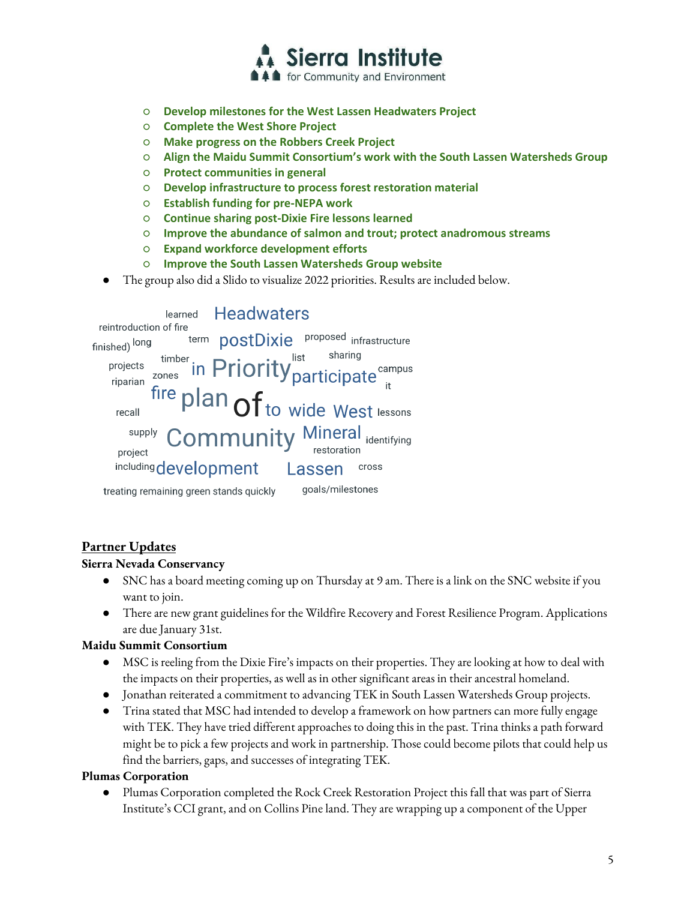- **Develop milestones for the West Lassen Headwaters Project**
- **Complete the West Shore Project**
- **Make progress on the Robbers Creek Project**
- **Align the Maidu Summit Consortium's work with the South Lassen Watersheds Group**
- **Protect communities in general**
- **Develop infrastructure to process forest restoration material**
- **Establish funding for pre-NEPA work**
- **Continue sharing post-Dixie Fire lessons learned**
- **Improve the abundance of salmon and trout; protect anadromous streams**
- **Expand workforce development efforts**
- **Improve the South Lassen Watersheds Group website**

- The group also did a Slido to visualize 2022 priorities. Results are included below.

## Partner Updates

**Sierra Nevada Conservancy**

- SNC has a board meeting coming up on Thursday at 9 am. There is a link on the SNC website if you want to join.
- There are new grant guidelines for the Wildfire Recovery and Forest Resilience Program. Applications are due January 31st.

**Maidu Summit Consortium**

- MSC is reeling from the Dixie Fire's impacts on their properties. They are looking at how to deal with the impacts on their properties, as well as in other significant areas in their ancestral homeland.
- Jonathan reiterated a commitment to advancing TEK in South Lassen Watersheds Group projects.
- Trina stated that MSC had intended to develop a framework on how partners can more fully engage with TEK. They have tried different approaches to doing this in the past. Trina thinks a path forward might be to pick a few projects and work in partnership. Those could become pilots that could help us find the barriers, gaps, and successes of integrating TEK.

**Plumas Corporation**

- Plumas Corporation completed the Rock Creek Restoration Project this fall that was part of Sierra Institute's CCI grant, and on Collins Pine land. They are wrapping up a component of the Upper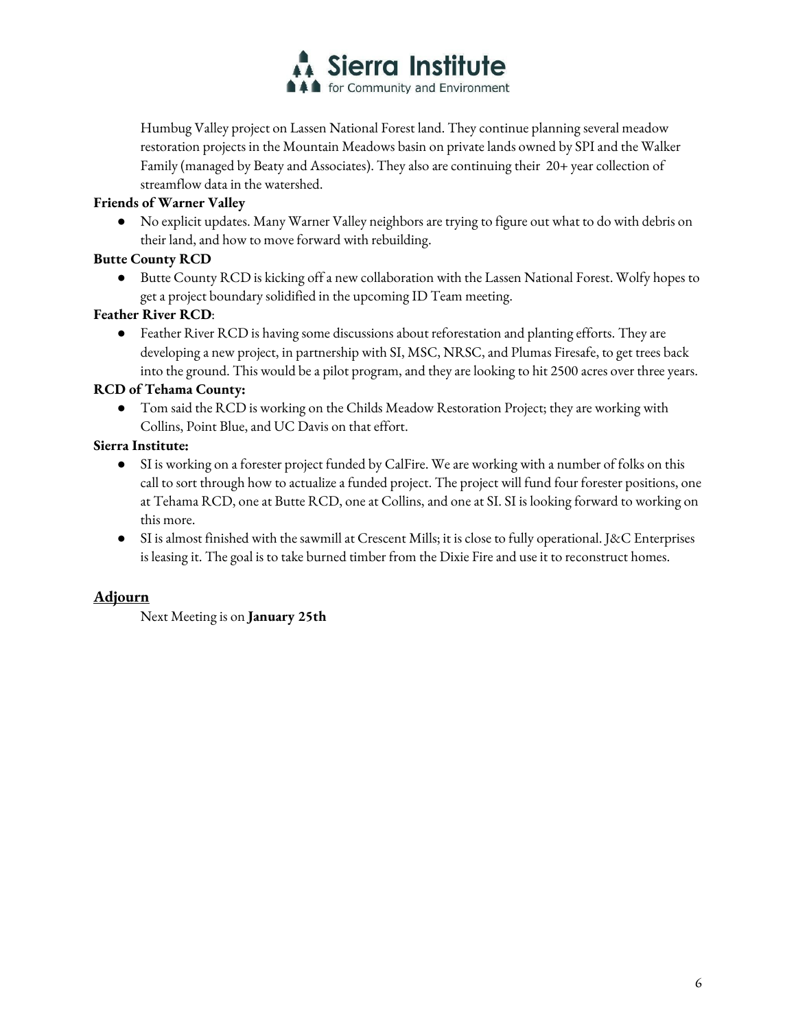Humbug Valley project on Lassen National Forest land. They continue planning several meadow restoration projects in the Mountain Meadows basin on private lands owned by SPI and the Walker Family (managed by Beaty and Associates). They also are continuing their 20+ year collection of streamflow data in the watershed.

**Friends of Warner Valley**

- No explicit updates. Many Warner Valley neighbors are trying to figure out what to do with debris on their land, and how to move forward with rebuilding.

**Butte County RCD**

- Butte County RCD is kicking off a new collaboration with the Lassen National Forest. Wolfy hopes to get a project boundary solidified in the upcoming ID Team meeting.

**Feather River RCD**:

- Feather River RCD is having some discussions about reforestation and planting efforts. They are developing a new project, in partnership with SI, MSC, NRSC, and Plumas Firesafe, to get trees back into the ground. This would be a pilot program, and they are looking to hit 2500 acres over three years.

**RCD of Tehama County:**

- Tom said the RCD is working on the Childs Meadow Restoration Project; they are working with Collins, Point Blue, and UC Davis on that effort.

**Sierra Institute:**

- SI is working on a forester project funded by CalFire. We are working with a number of folks on this call to sort through how to actualize a funded project. The project will fund four forester positions, one at Tehama RCD, one at Butte RCD, one at Collins, and one at SI. SI is looking forward to working on this more.
- SI is almost finished with the sawmill at Crescent Mills; it is close to fully operational. J&C Enterprises is leasing it. The goal is to take burned timber from the Dixie Fire and use it to reconstruct homes.

## Adjourn

Next Meeting is on **January 25th**